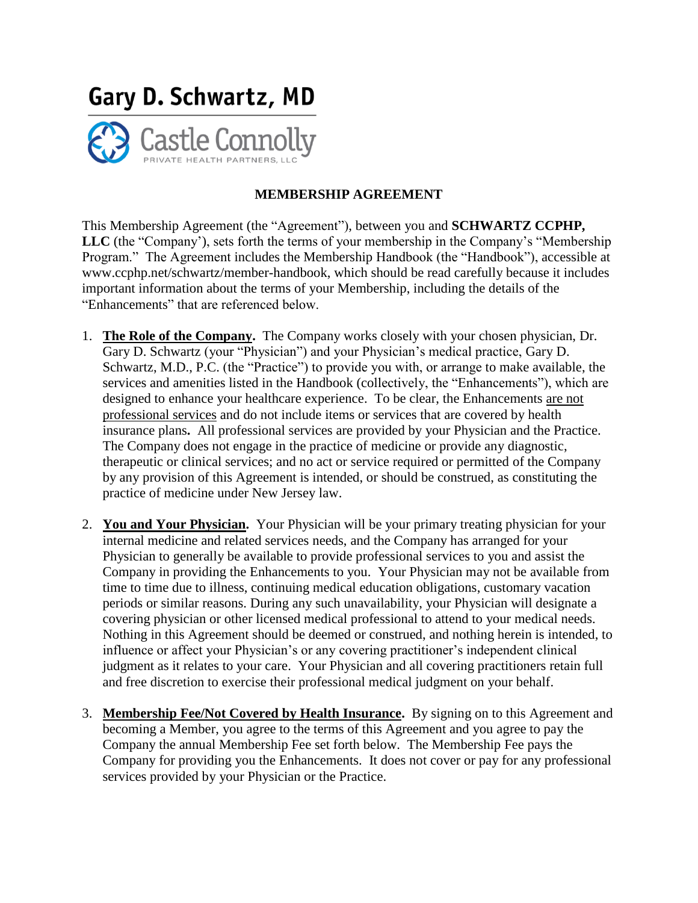# Gary D. Schwartz, MD

Castle Connolly

PRIVATE HEALTH PARTNERS, LLC

## MEMBERSHIP AGREEMENT

This Membership Agreement (the "Agreement"), between you and **SCHWARTZ CCPHP, LLC** (the "Company'), sets forth the terms of your membership in the Company's "Membership Program." The Agreement includes the Membership Handbook (the "Handbook"), accessible at www.ccphp.net/schwartz/member-handbook, which should be read carefully because it includes important information about the terms of your Membership, including the details of the "Enhancements" that are referenced below.

1. **The Role of the Company.** The Company works closely with your chosen physician, Dr. Gary D. Schwartz (your "Physician") and your Physician's medical practice, Gary D. Schwartz, M.D., P.C. (the "Practice") to provide you with, or arrange to make available, the services and amenities listed in the Handbook (collectively, the "Enhancements"), which are designed to enhance your healthcare experience. To be clear, the Enhancements are not professional services and do not include items or services that are covered by health insurance plans**.** All professional services are provided by your Physician and the Practice. The Company does not engage in the practice of medicine or provide any diagnostic, therapeutic or clinical services; and no act or service required or permitted of the Company by any provision of this Agreement is intended, or should be construed, as constituting the practice of medicine under New Jersey law.

2. **You and Your Physician.** Your Physician will be your primary treating physician for your internal medicine and related services needs, and the Company has arranged for your Physician to generally be available to provide professional services to you and assist the Company in providing the Enhancements to you. Your Physician may not be available from time to time due to illness, continuing medical education obligations, customary vacation periods or similar reasons. During any such unavailability, your Physician will designate a covering physician or other licensed medical professional to attend to your medical needs. Nothing in this Agreement should be deemed or construed, and nothing herein is intended, to influence or affect your Physician's or any covering practitioner's independent clinical judgment as it relates to your care. Your Physician and all covering practitioners retain full and free discretion to exercise their professional medical judgment on your behalf.

3. **Membership Fee/Not Covered by Health Insurance.** By signing on to this Agreement and becoming a Member, you agree to the terms of this Agreement and you agree to pay the Company the annual Membership Fee set forth below. The Membership Fee pays the Company for providing you the Enhancements. It does not cover or pay for any professional services provided by your Physician or the Practice.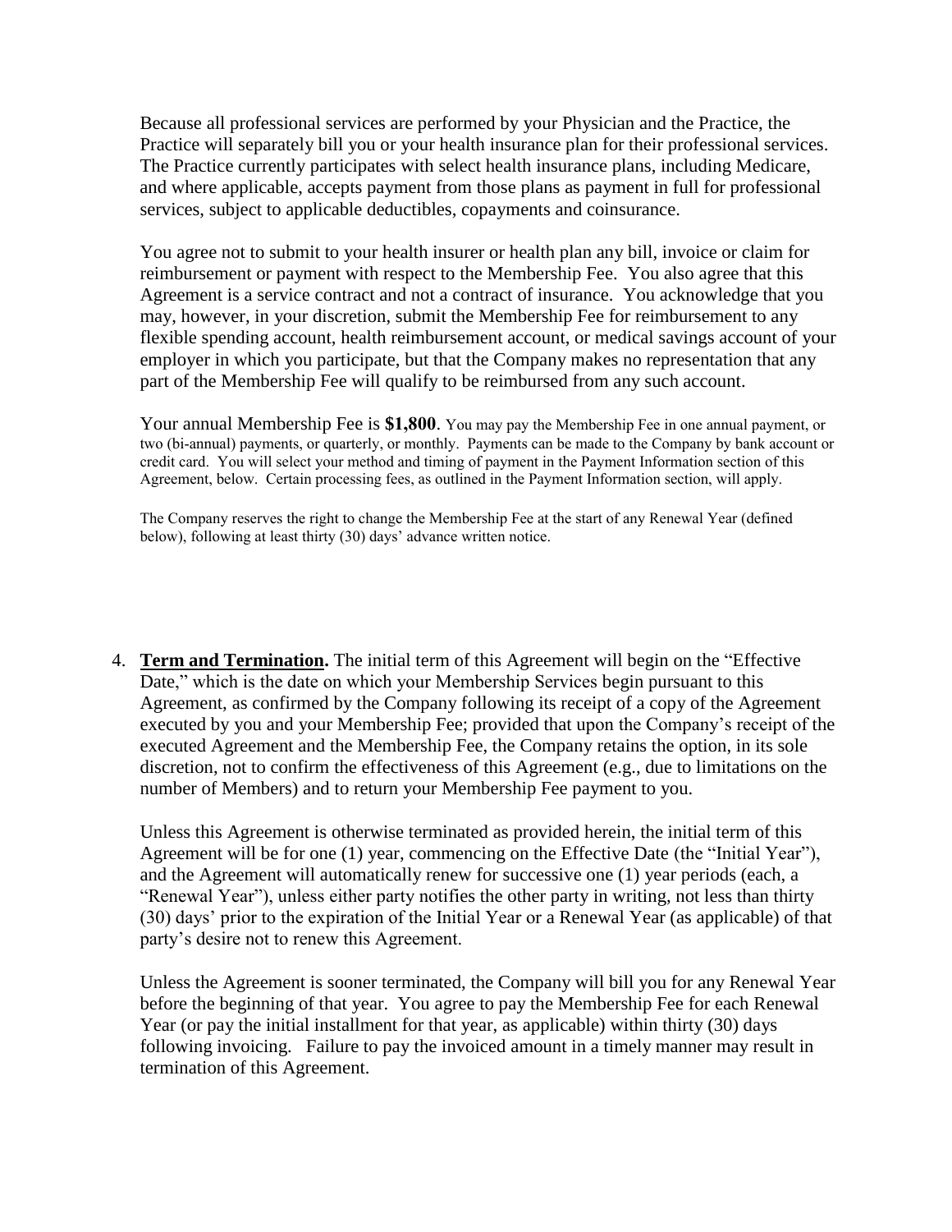Because all professional services are performed by your Physician and the Practice, the Practice will separately bill you or your health insurance plan for their professional services. The Practice currently participates with select health insurance plans, including Medicare, and where applicable, accepts payment from those plans as payment in full for professional services, subject to applicable deductibles, copayments and coinsurance.

You agree not to submit to your health insurer or health plan any bill, invoice or claim for reimbursement or payment with respect to the Membership Fee. You also agree that this Agreement is a service contract and not a contract of insurance. You acknowledge that you may, however, in your discretion, submit the Membership Fee for reimbursement to any flexible spending account, health reimbursement account, or medical savings account of your employer in which you participate, but that the Company makes no representation that any part of the Membership Fee will qualify to be reimbursed from any such account.

Your annual Membership Fee is **$1,800**. You may pay the Membership Fee in one annual payment, or two (bi-annual) payments, or quarterly, or monthly. Payments can be made to the Company by bank account or credit card. You will select your method and timing of payment in the Payment Information section of this Agreement, below. Certain processing fees, as outlined in the Payment Information section, will apply.

The Company reserves the right to change the Membership Fee at the start of any Renewal Year (defined below), following at least thirty (30) days' advance written notice.

4. **<u>Term and Termination</u>.** The initial term of this Agreement will begin on the "Effective Date," which is the date on which your Membership Services begin pursuant to this Agreement, as confirmed by the Company following its receipt of a copy of the Agreement executed by you and your Membership Fee; provided that upon the Company's receipt of the executed Agreement and the Membership Fee, the Company retains the option, in its sole discretion, not to confirm the effectiveness of this Agreement (e.g., due to limitations on the number of Members) and to return your Membership Fee payment to you.

   Unless this Agreement is otherwise terminated as provided herein, the initial term of this Agreement will be for one (1) year, commencing on the Effective Date (the "Initial Year"), and the Agreement will automatically renew for successive one (1) year periods (each, a "Renewal Year"), unless either party notifies the other party in writing, not less than thirty (30) days' prior to the expiration of the Initial Year or a Renewal Year (as applicable) of that party's desire not to renew this Agreement.

   Unless the Agreement is sooner terminated, the Company will bill you for any Renewal Year before the beginning of that year. You agree to pay the Membership Fee for each Renewal Year (or pay the initial installment for that year, as applicable) within thirty (30) days following invoicing. Failure to pay the invoiced amount in a timely manner may result in termination of this Agreement.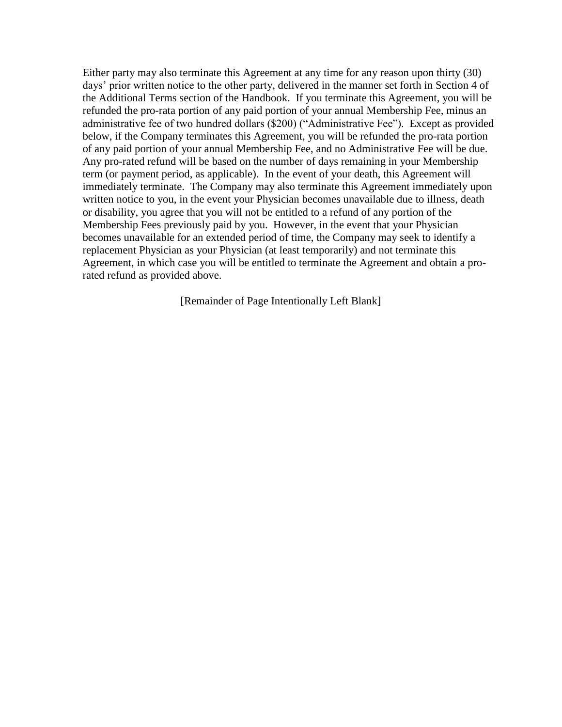Either party may also terminate this Agreement at any time for any reason upon thirty (30) days' prior written notice to the other party, delivered in the manner set forth in Section 4 of the Additional Terms section of the Handbook. If you terminate this Agreement, you will be refunded the pro-rata portion of any paid portion of your annual Membership Fee, minus an administrative fee of two hundred dollars ($200) ("Administrative Fee"). Except as provided below, if the Company terminates this Agreement, you will be refunded the pro-rata portion of any paid portion of your annual Membership Fee, and no Administrative Fee will be due. Any pro-rated refund will be based on the number of days remaining in your Membership term (or payment period, as applicable). In the event of your death, this Agreement will immediately terminate. The Company may also terminate this Agreement immediately upon written notice to you, in the event your Physician becomes unavailable due to illness, death or disability, you agree that you will not be entitled to a refund of any portion of the Membership Fees previously paid by you. However, in the event that your Physician becomes unavailable for an extended period of time, the Company may seek to identify a replacement Physician as your Physician (at least temporarily) and not terminate this Agreement, in which case you will be entitled to terminate the Agreement and obtain a pro-rated refund as provided above.

[Remainder of Page Intentionally Left Blank]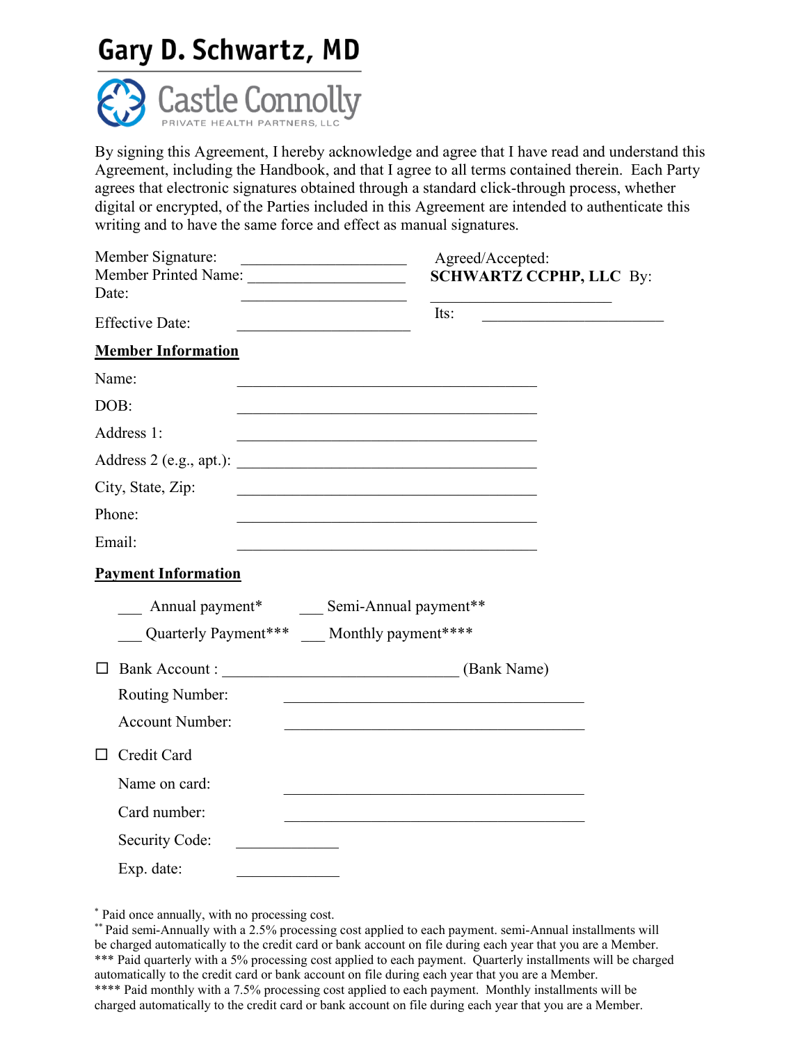# Gary D. Schwartz, MD

Castle Connolly
PRIVATE HEALTH PARTNERS, LLC

By signing this Agreement, I hereby acknowledge and agree that I have read and understand this Agreement, including the Handbook, and that I agree to all terms contained therein. Each Party agrees that electronic signatures obtained through a standard click-through process, whether digital or encrypted, of the Parties included in this Agreement are intended to authenticate this writing and to have the same force and effect as manual signatures.

Member Signature: ____________________
Member Printed Name: ____________________
Date: ____________________

Effective Date: ____________________

Agreed/Accepted:
**SCHWARTZ CCPHP, LLC** By: ____________________

Its: ____________________

**Member Information**

Name: ________________________________________

DOB: ________________________________________

Address 1: ________________________________________

Address 2 (e.g., apt.): ________________________________________

City, State, Zip: ________________________________________

Phone: ________________________________________

Email: ________________________________________

**Payment Information**

___ Annual payment*  ___ Semi-Annual payment**

___ Quarterly Payment***  ___ Monthly payment****

☐ Bank Account : ______________________________ (Bank Name)

Routing Number: ________________________________________

Account Number: ________________________________________

☐ Credit Card

Name on card: ________________________________________

Card number: ________________________________________

Security Code: ______________

Exp. date: ______________

* Paid once annually, with no processing cost.
** Paid semi-Annually with a 2.5% processing cost applied to each payment. semi-Annual installments will be charged automatically to the credit card or bank account on file during each year that you are a Member.
*** Paid quarterly with a 5% processing cost applied to each payment. Quarterly installments will be charged automatically to the credit card or bank account on file during each year that you are a Member.
**** Paid monthly with a 7.5% processing cost applied to each payment. Monthly installments will be charged automatically to the credit card or bank account on file during each year that you are a Member.